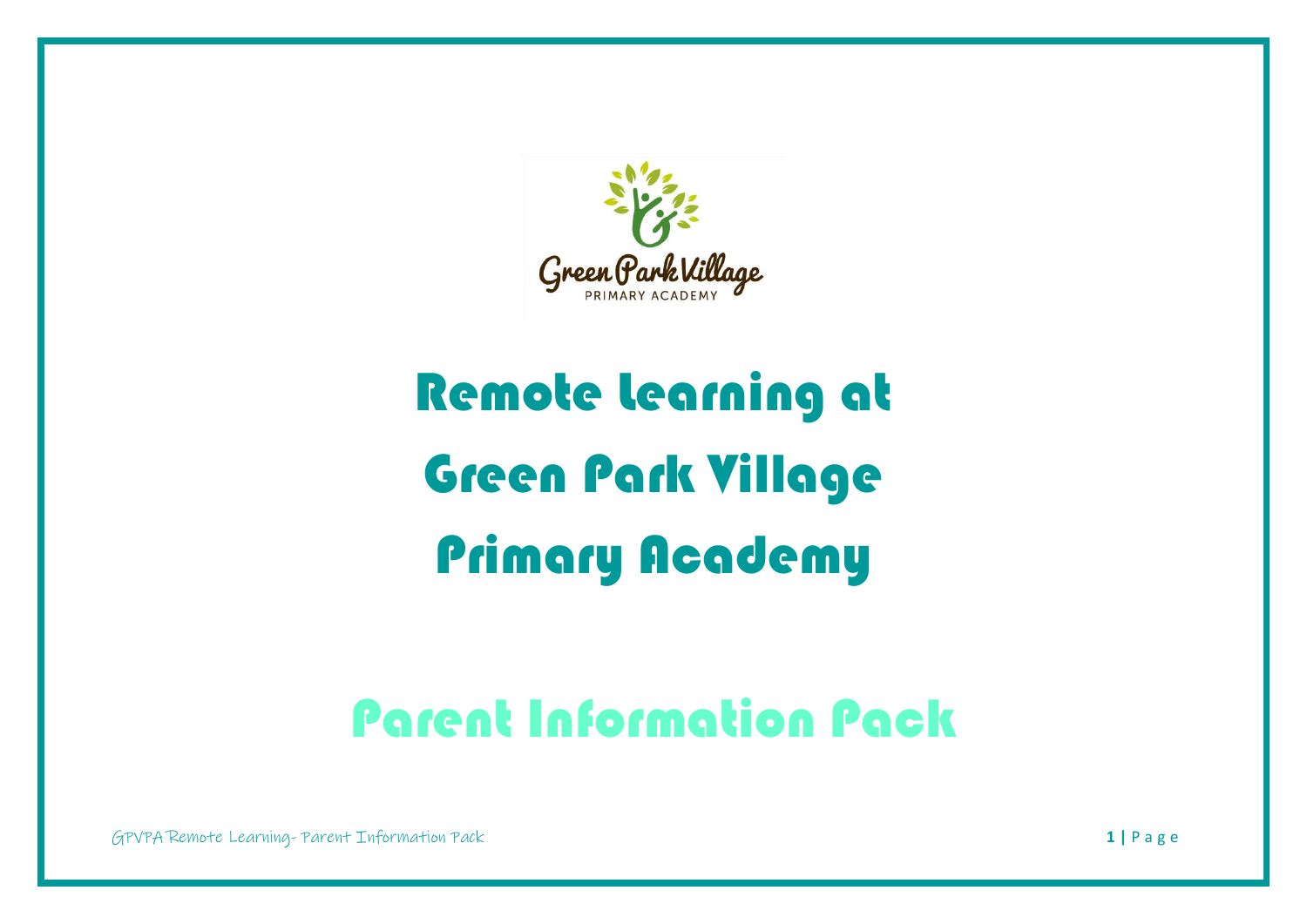# Remote learning at Green Park Village Primary Academy

## Parent Information Pack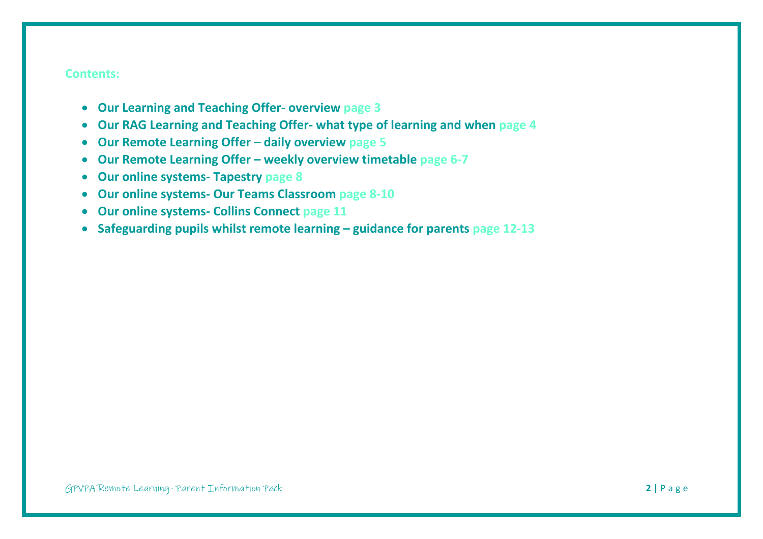**Contents:**

- **Our Learning and Teaching Offer- overview** page 3
- **Our RAG Learning and Teaching Offer- what type of learning and when** page 4
- **Our Remote Learning Offer – daily overview** page 5
- **Our Remote Learning Offer – weekly overview timetable** page 6-7
- **Our online systems- Tapestry** page 8
- **Our online systems- Our Teams Classroom** page 8-10
- **Our online systems- Collins Connect** page 11
- **Safeguarding pupils whilst remote learning – guidance for parents** page 12-13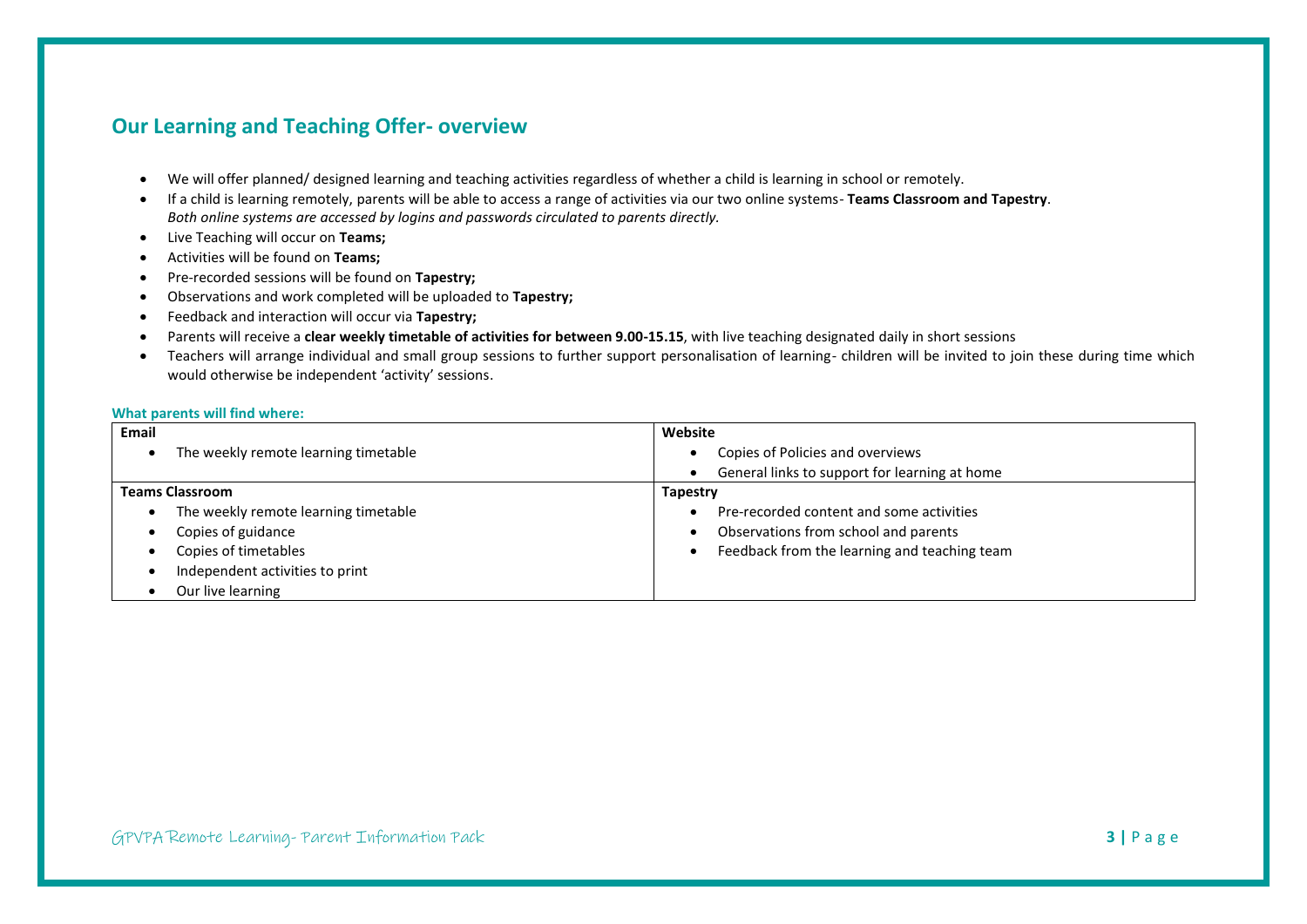## Our Learning and Teaching Offer- overview

- We will offer planned/ designed learning and teaching activities regardless of whether a child is learning in school or remotely.
- If a child is learning remotely, parents will be able to access a range of activities via our two online systems- **Teams Classroom and Tapestry**.
  *Both online systems are accessed by logins and passwords circulated to parents directly.*
- Live Teaching will occur on **Teams;**
- Activities will be found on **Teams;**
- Pre-recorded sessions will be found on **Tapestry;**
- Observations and work completed will be uploaded to **Tapestry;**
- Feedback and interaction will occur via **Tapestry;**
- Parents will receive a **clear weekly timetable of activities for between 9.00-15.15**, with live teaching designated daily in short sessions
- Teachers will arrange individual and small group sessions to further support personalisation of learning- children will be invited to join these during time which would otherwise be independent 'activity' sessions.

**What parents will find where:**

| **Email** | **Website** |
|---|---|
| • The weekly remote learning timetable | • Copies of Policies and overviews<br>• General links to support for learning at home |
| **Teams Classroom** | **Tapestry** |
| • The weekly remote learning timetable<br>• Copies of guidance<br>• Copies of timetables<br>• Independent activities to print<br>• Our live learning | • Pre-recorded content and some activities<br>• Observations from school and parents<br>• Feedback from the learning and teaching team |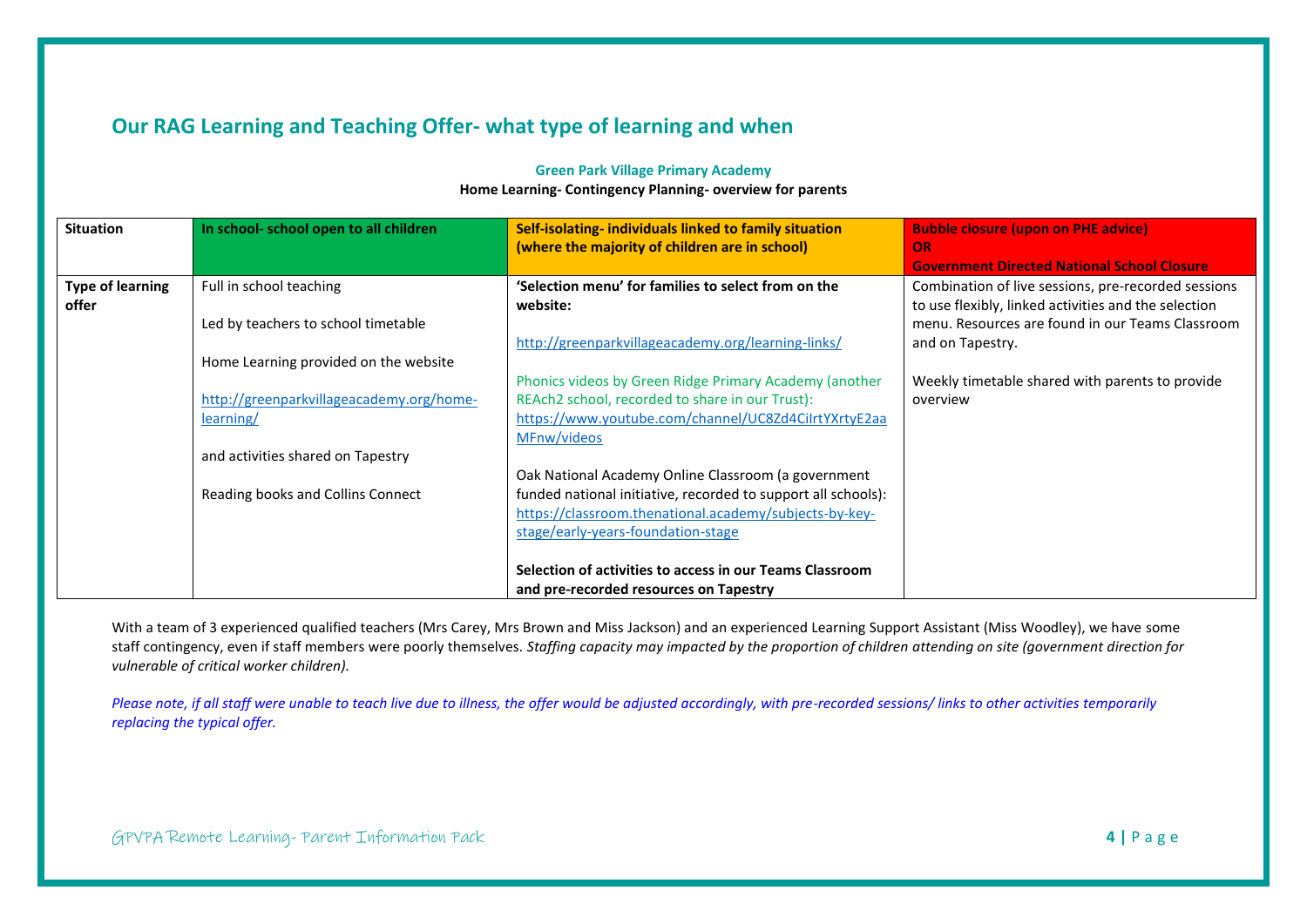## Our RAG Learning and Teaching Offer- what type of learning and when

**Green Park Village Primary Academy**
**Home Learning- Contingency Planning- overview for parents**

| Situation | In school- school open to all children | Self-isolating- individuals linked to family situation (where the majority of children are in school) | Bubble closure (upon on PHE advice) OR Government Directed National School Closure |
|---|---|---|---|
| **Type of learning offer** | Full in school teaching<br><br>Led by teachers to school timetable<br><br>Home Learning provided on the website<br><br>http://greenparkvillageacademy.org/home-learning/<br><br>and activities shared on Tapestry<br><br>Reading books and Collins Connect | **'Selection menu' for families to select from on the website:**<br><br>http://greenparkvillageacademy.org/learning-links/<br><br>Phonics videos by Green Ridge Primary Academy (another REAch2 school, recorded to share in our Trust): https://www.youtube.com/channel/UC8Zd4CiIrtYXrtyE2aaMFnw/videos<br><br>Oak National Academy Online Classroom (a government funded national initiative, recorded to support all schools): https://classroom.thenational.academy/subjects-by-key-stage/early-years-foundation-stage<br><br>**Selection of activities to access in our Teams Classroom and pre-recorded resources on Tapestry** | Combination of live sessions, pre-recorded sessions to use flexibly, linked activities and the selection menu. Resources are found in our Teams Classroom and on Tapestry.<br><br>Weekly timetable shared with parents to provide overview |

With a team of 3 experienced qualified teachers (Mrs Carey, Mrs Brown and Miss Jackson) and an experienced Learning Support Assistant (Miss Woodley), we have some staff contingency, even if staff members were poorly themselves. *Staffing capacity may impacted by the proportion of children attending on site (government direction for vulnerable of critical worker children).*

*Please note, if all staff were unable to teach live due to illness, the offer would be adjusted accordingly, with pre-recorded sessions/ links to other activities temporarily replacing the typical offer.*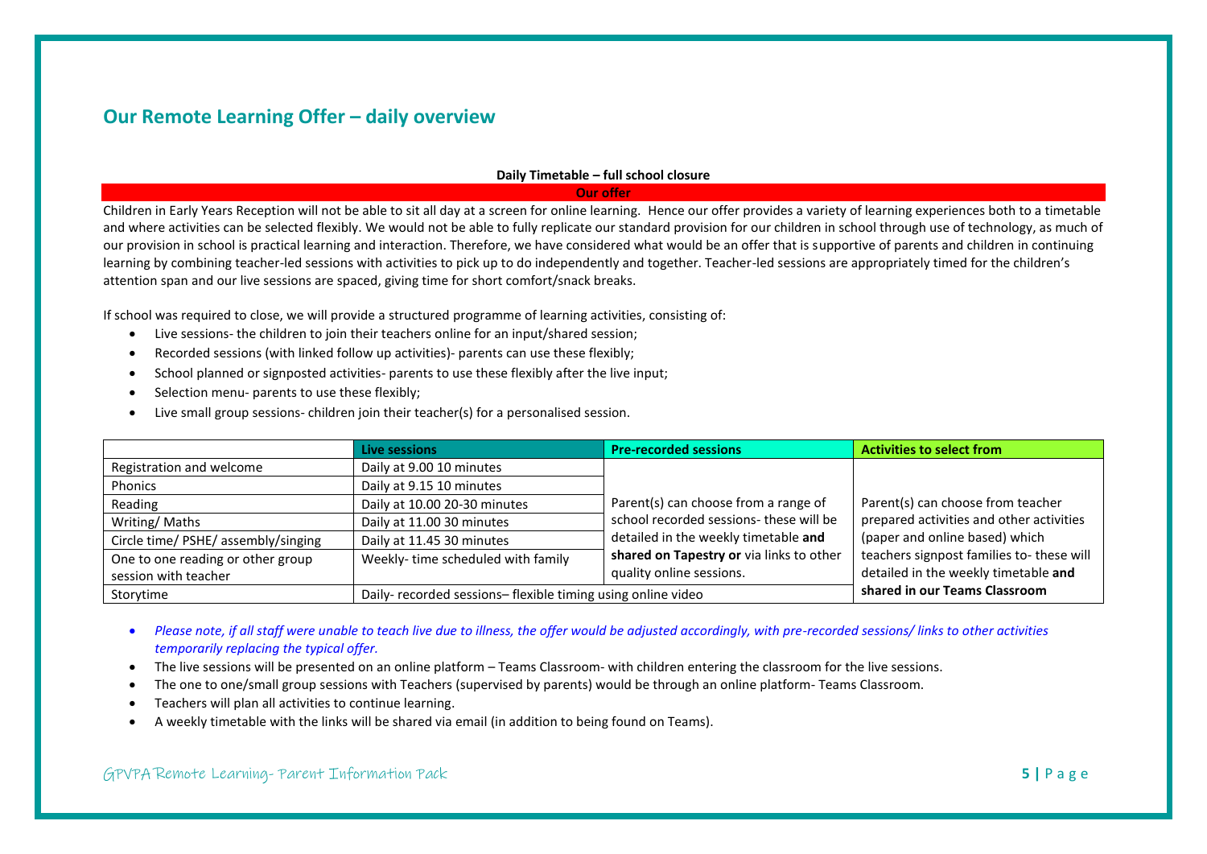## Our Remote Learning Offer – daily overview

**Daily Timetable – full school closure**

**Our offer**

Children in Early Years Reception will not be able to sit all day at a screen for online learning. Hence our offer provides a variety of learning experiences both to a timetable and where activities can be selected flexibly. We would not be able to fully replicate our standard provision for our children in school through use of technology, as much of our provision in school is practical learning and interaction. Therefore, we have considered what would be an offer that is supportive of parents and children in continuing learning by combining teacher-led sessions with activities to pick up to do independently and together. Teacher-led sessions are appropriately timed for the children's attention span and our live sessions are spaced, giving time for short comfort/snack breaks.

If school was required to close, we will provide a structured programme of learning activities, consisting of:

- Live sessions- the children to join their teachers online for an input/shared session;
- Recorded sessions (with linked follow up activities)- parents can use these flexibly;
- School planned or signposted activities- parents to use these flexibly after the live input;
- Selection menu- parents to use these flexibly;
- Live small group sessions- children join their teacher(s) for a personalised session.

| | Live sessions | Pre-recorded sessions | Activities to select from |
|---|---|---|---|
| Registration and welcome | Daily at 9.00 10 minutes | Parent(s) can choose from a range of school recorded sessions- these will be detailed in the weekly timetable **and shared on Tapestry or** via links to other quality online sessions. | Parent(s) can choose from teacher prepared activities and other activities (paper and online based) which teachers signpost families to- these will detailed in the weekly timetable **and shared in our Teams Classroom** |
| Phonics | Daily at 9.15 10 minutes | | |
| Reading | Daily at 10.00 20-30 minutes | | |
| Writing/ Maths | Daily at 11.00 30 minutes | | |
| Circle time/ PSHE/ assembly/singing | Daily at 11.45 30 minutes | | |
| One to one reading or other group session with teacher | Weekly- time scheduled with family | | |
| Storytime | Daily- recorded sessions– flexible timing using online video | | |

- *Please note, if all staff were unable to teach live due to illness, the offer would be adjusted accordingly, with pre-recorded sessions/ links to other activities temporarily replacing the typical offer.*
- The live sessions will be presented on an online platform – Teams Classroom- with children entering the classroom for the live sessions.
- The one to one/small group sessions with Teachers (supervised by parents) would be through an online platform- Teams Classroom.
- Teachers will plan all activities to continue learning.
- A weekly timetable with the links will be shared via email (in addition to being found on Teams).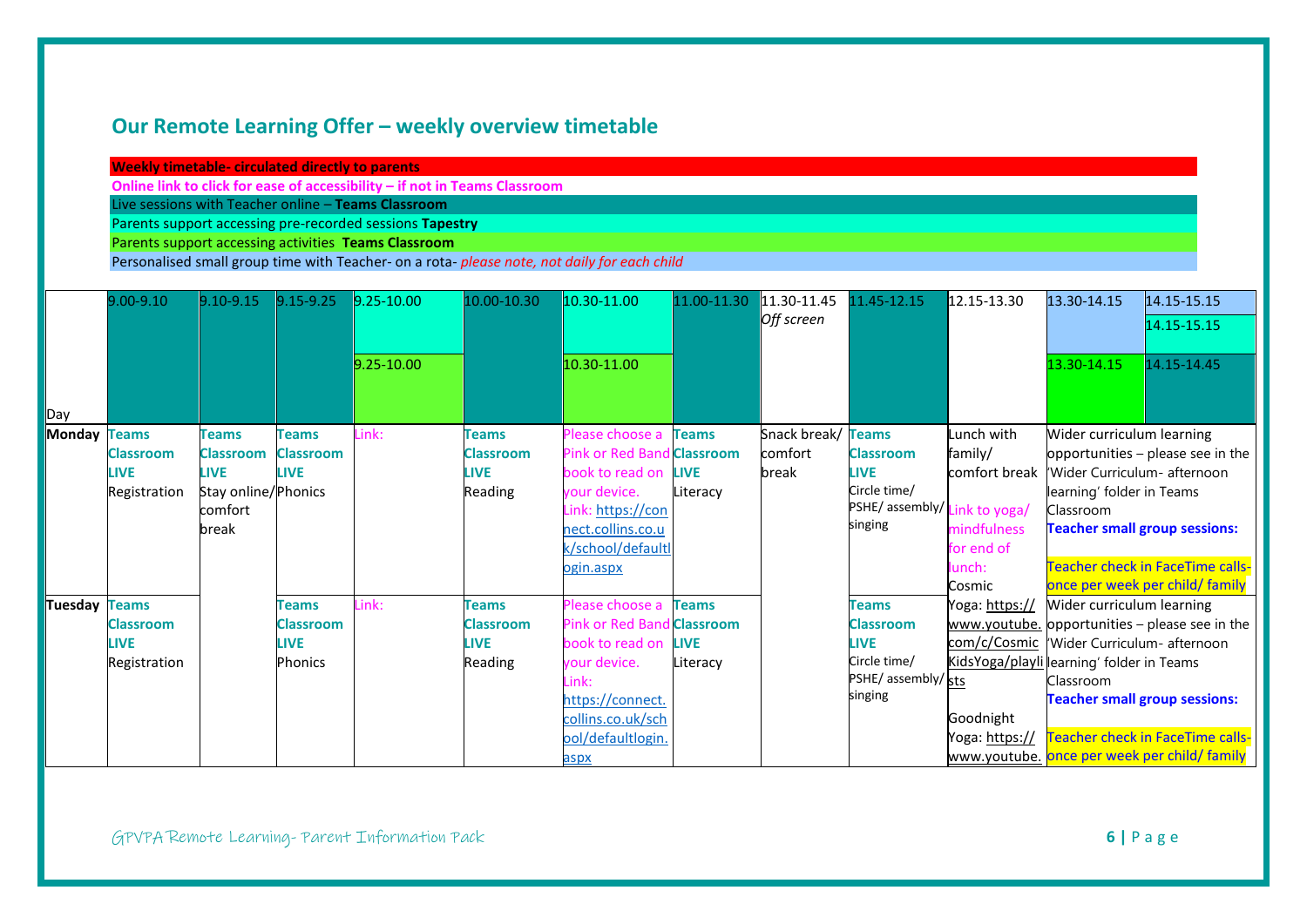## Our Remote Learning Offer – weekly overview timetable

**Weekly timetable- circulated directly to parents**

**Online link to click for ease of accessibility – if not in Teams Classroom**

Live sessions with Teacher online – **Teams Classroom**

Parents support accessing pre-recorded sessions **Tapestry**

Parents support accessing activities **Teams Classroom**

Personalised small group time with Teacher- on a rota- *please note, not daily for each child*

| Day | 9.00-9.10 | 9.10-9.15 | 9.15-9.25 | 9.25-10.00 / 9.25-10.00 | 10.00-10.30 | 10.30-11.00 / 10.30-11.00 | 11.00-11.30 | 11.30-11.45 *Off screen* | 11.45-12.15 | 12.15-13.30 | 13.30-14.15 / 13.30-14.15 | 14.15-15.15 / 14.15-15.15 / 14.15-14.45 |
|---|---|---|---|---|---|---|---|---|---|---|---|---|
| **Monday** | **Teams Classroom LIVE** Registration | **Teams Classroom LIVE** Stay online/ comfort break | **Teams Classroom LIVE** Phonics | Link: | **Teams Classroom LIVE** Reading | Please choose a Pink or Red Band book to read on your device. Link: https://connect.collins.co.uk/school/defaultlogin.aspx | **Teams Classroom LIVE** Literacy | Snack break/ comfort break | **Teams Classroom LIVE** Circle time/ PSHE/ assembly/ singing | Lunch with family/ comfort break Link to yoga/ mindfulness for end of lunch: Cosmic Yoga: https://www.youtube.com/c/CosmicKidsYoga/playlists Goodnight Yoga: https://www.youtube. | Wider curriculum learning opportunities – please see in the 'Wider Curriculum- afternoon learning' folder in Teams Classroom **Teacher small group sessions:** Teacher check in FaceTime calls- once per week per child/ family | |
| **Tuesday** | **Teams Classroom LIVE** Registration | | **Teams Classroom LIVE** Phonics | Link: | **Teams Classroom LIVE** Reading | Please choose a Pink or Red Band book to read on your device. Link: https://connect.collins.co.uk/school/defaultlogin.aspx | **Teams Classroom LIVE** Literacy | | **Teams Classroom LIVE** Circle time/ PSHE/ assembly/ singing | | Wider curriculum learning opportunities – please see in the 'Wider Curriculum- afternoon learning' folder in Teams Classroom **Teacher small group sessions:** Teacher check in FaceTime calls- once per week per child/ family | |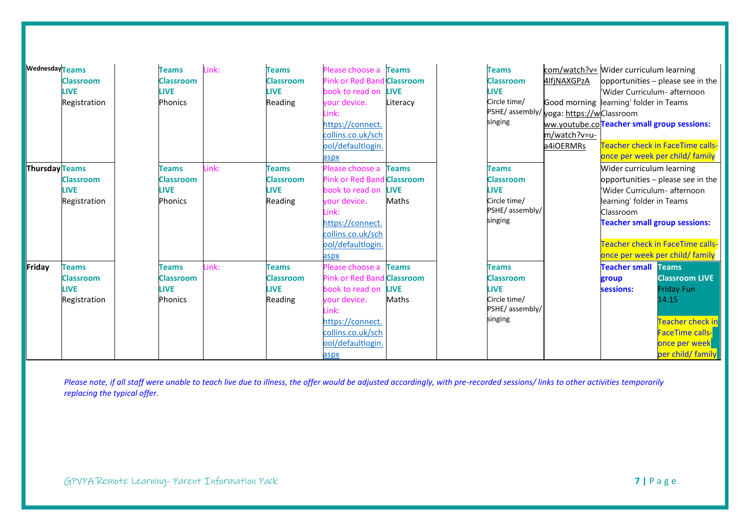| | | | | | | | | | | | | |
|---|---|---|---|---|---|---|---|---|---|---|---|---|
| Wednesday | **Teams Classroom LIVE** Registration | | **Teams Classroom LIVE** Phonics | Link: | **Teams Classroom LIVE** Reading | Please choose a Pink or Red Band book to read on your device. Link: https://connect.collins.co.uk/school/defaultlogin.aspx | **Teams Classroom LIVE** Literacy | | **Teams Classroom LIVE** Circle time/ PSHE/ assembly/ singing | com/watch?v=4lfjNAXGPzA Good morning yoga: https://www.youtube.com/watch?v=u-a4iOERMRs | Wider curriculum learning opportunities – please see in the 'Wider Curriculum- afternoon learning' folder in Teams Classroom **Teacher small group sessions:** Teacher check in FaceTime calls- once per week per child/ family | |
| Thursday | **Teams Classroom LIVE** Registration | | **Teams Classroom LIVE** Phonics | Link: | **Teams Classroom LIVE** Reading | Please choose a Pink or Red Band book to read on your device. Link: https://connect.collins.co.uk/school/defaultlogin.aspx | **Teams Classroom LIVE** Maths | | **Teams Classroom LIVE** Circle time/ PSHE/ assembly/ singing | | Wider curriculum learning opportunities – please see in the 'Wider Curriculum- afternoon learning' folder in Teams Classroom **Teacher small group sessions:** Teacher check in FaceTime calls- once per week per child/ family | |
| Friday | **Teams Classroom LIVE** Registration | | **Teams Classroom LIVE** Phonics | Link: | **Teams Classroom LIVE** Reading | Please choose a Pink or Red Band book to read on your device. Link: https://connect.collins.co.uk/school/defaultlogin.aspx | **Teams Classroom LIVE** Maths | | **Teams Classroom LIVE** Circle time/ PSHE/ assembly/ singing | | **Teacher small group sessions:** | **Teams Classroom LIVE** Friday Fun 14.15 Teacher check in FaceTime calls- once per week per child/ family |

*Please note, if all staff were unable to teach live due to illness, the offer would be adjusted accordingly, with pre-recorded sessions/ links to other activities temporarily replacing the typical offer.*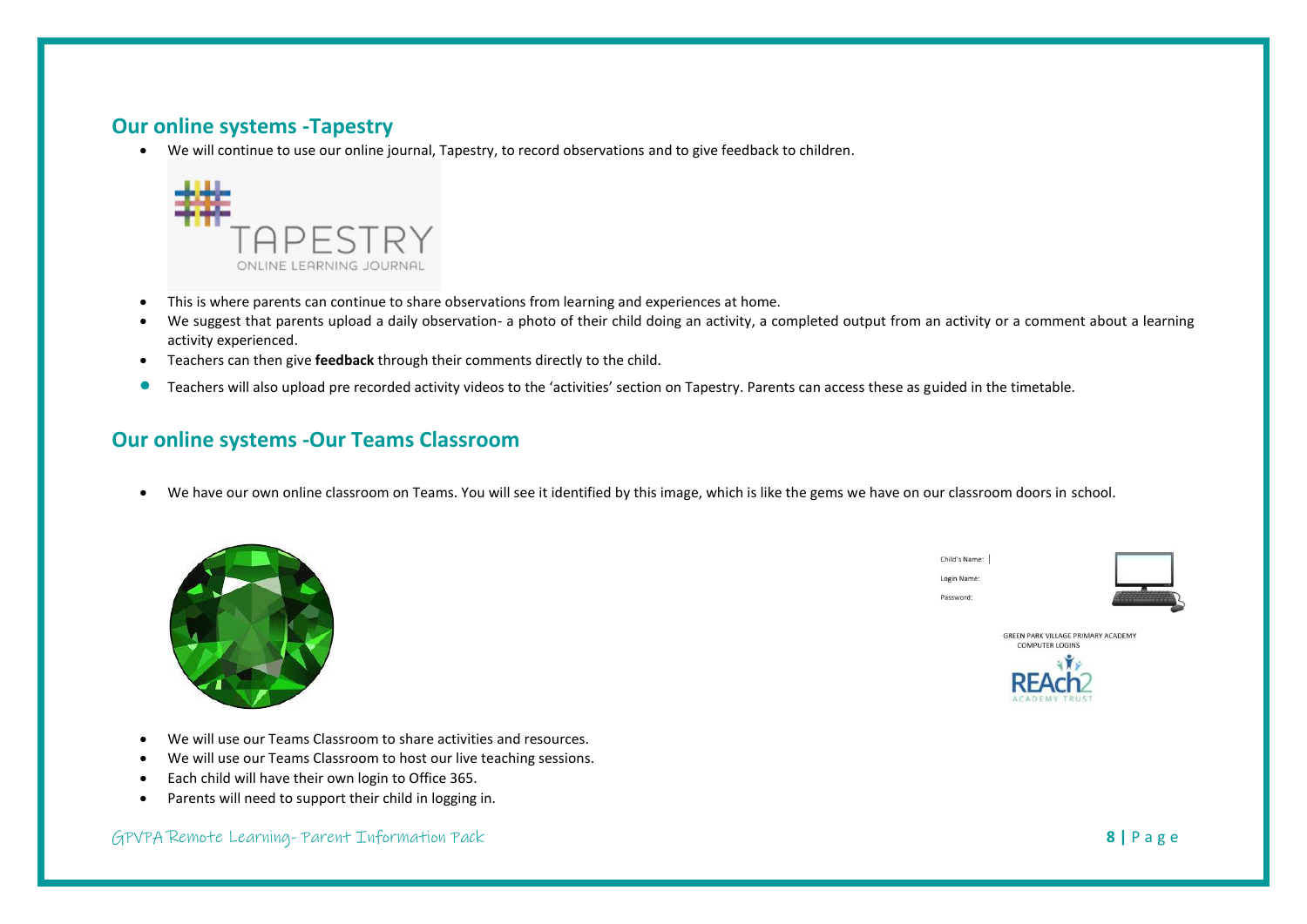## Our online systems -Tapestry

- We will continue to use our online journal, Tapestry, to record observations and to give feedback to children.
- This is where parents can continue to share observations from learning and experiences at home.
- We suggest that parents upload a daily observation- a photo of their child doing an activity, a completed output from an activity or a comment about a learning activity experienced.
- Teachers can then give **feedback** through their comments directly to the child.
- Teachers will also upload pre recorded activity videos to the 'activities' section on Tapestry. Parents can access these as guided in the timetable.

## Our online systems -Our Teams Classroom

- We have our own online classroom on Teams. You will see it identified by this image, which is like the gems we have on our classroom doors in school.

Child's Name:

Login Name:

Password:

GREEN PARK VILLAGE PRIMARY ACADEMY COMPUTER LOGINS

- We will use our Teams Classroom to share activities and resources.
- We will use our Teams Classroom to host our live teaching sessions.
- Each child will have their own login to Office 365.
- Parents will need to support their child in logging in.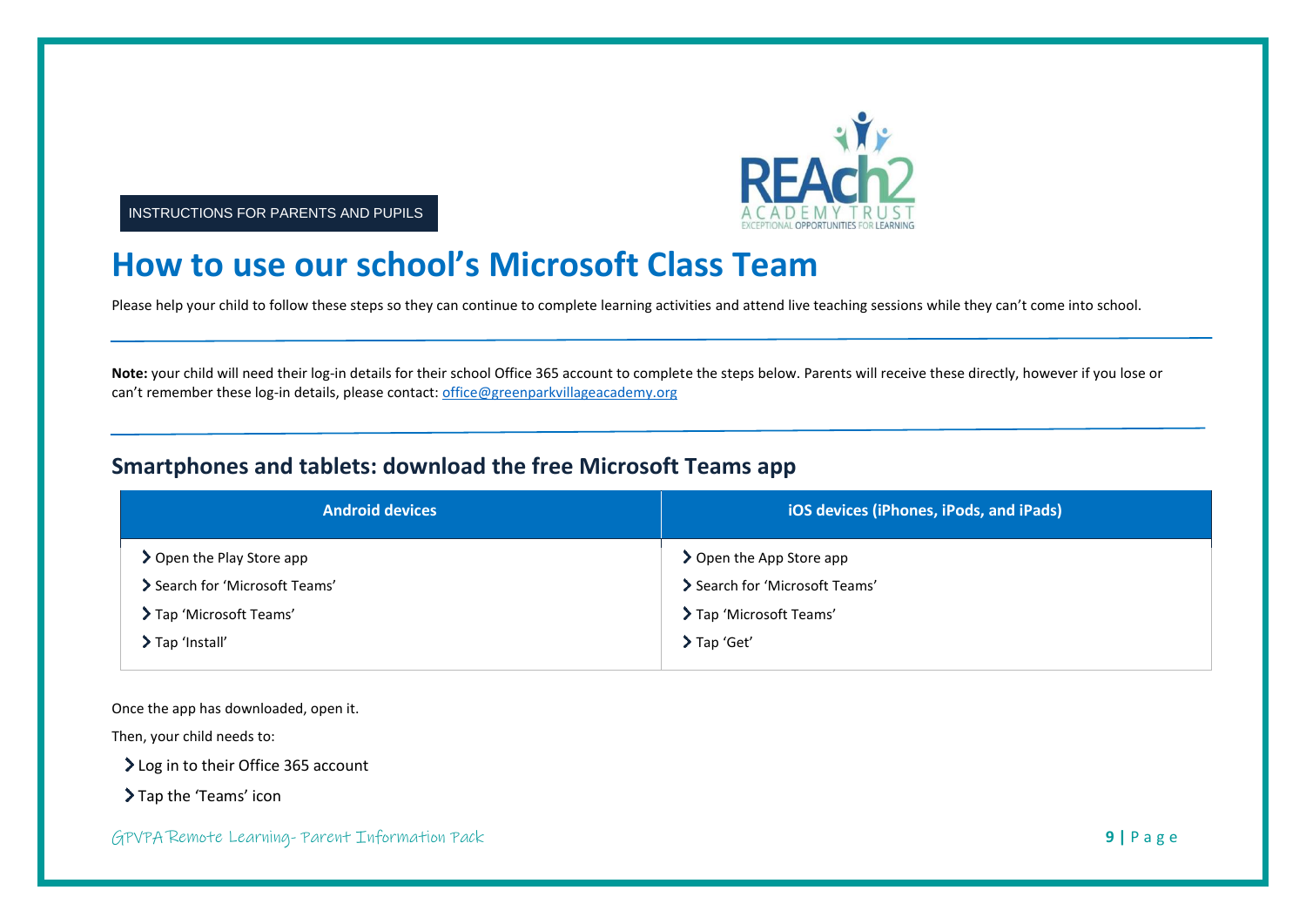INSTRUCTIONS FOR PARENTS AND PUPILS

# How to use our school's Microsoft Class Team

Please help your child to follow these steps so they can continue to complete learning activities and attend live teaching sessions while they can't come into school.

---

**Note:** your child will need their log-in details for their school Office 365 account to complete the steps below. Parents will receive these directly, however if you lose or can't remember these log-in details, please contact: office@greenparkvillageacademy.org

---

## Smartphones and tablets: download the free Microsoft Teams app

| Android devices | iOS devices (iPhones, iPods, and iPads) |
| --- | --- |
| Open the Play Store app<br>Search for 'Microsoft Teams'<br>Tap 'Microsoft Teams'<br>Tap 'Install' | Open the App Store app<br>Search for 'Microsoft Teams'<br>Tap 'Microsoft Teams'<br>Tap 'Get' |

Once the app has downloaded, open it.

Then, your child needs to:

- Log in to their Office 365 account
- Tap the 'Teams' icon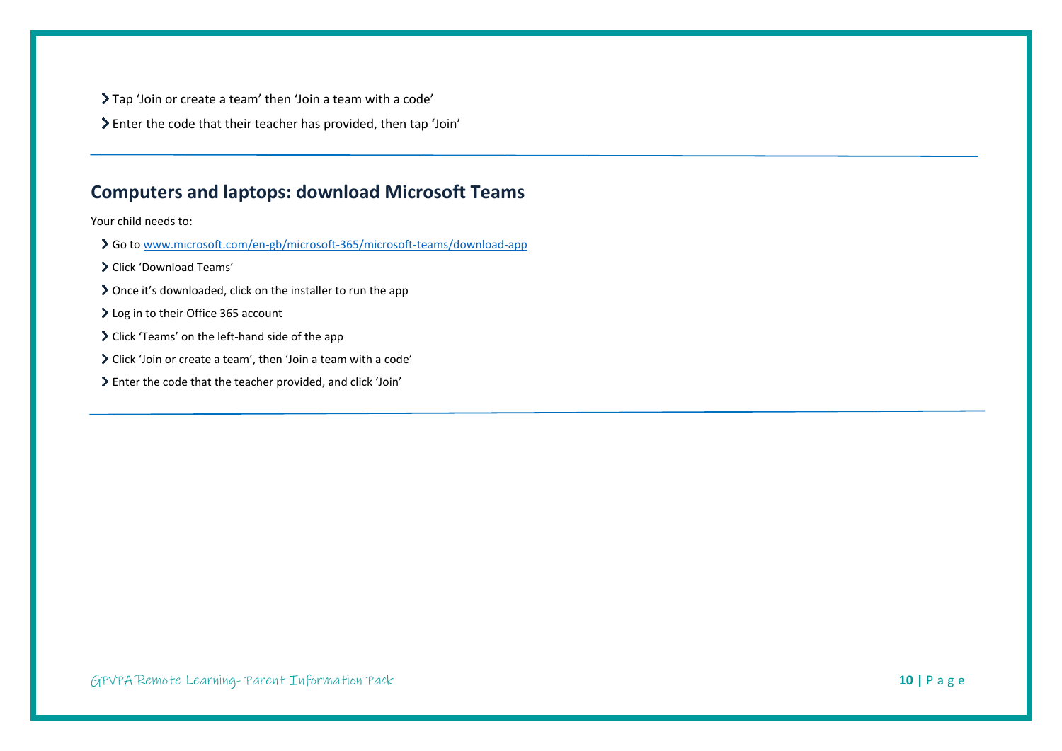- Tap ‘Join or create a team’ then ‘Join a team with a code’
- Enter the code that their teacher has provided, then tap ‘Join’

---

## Computers and laptops: download Microsoft Teams

Your child needs to:

- Go to [www.microsoft.com/en-gb/microsoft-365/microsoft-teams/download-app](http://www.microsoft.com/en-gb/microsoft-365/microsoft-teams/download-app)
- Click ‘Download Teams’
- Once it’s downloaded, click on the installer to run the app
- Log in to their Office 365 account
- Click ‘Teams’ on the left-hand side of the app
- Click ‘Join or create a team’, then ‘Join a team with a code’
- Enter the code that the teacher provided, and click ‘Join’

---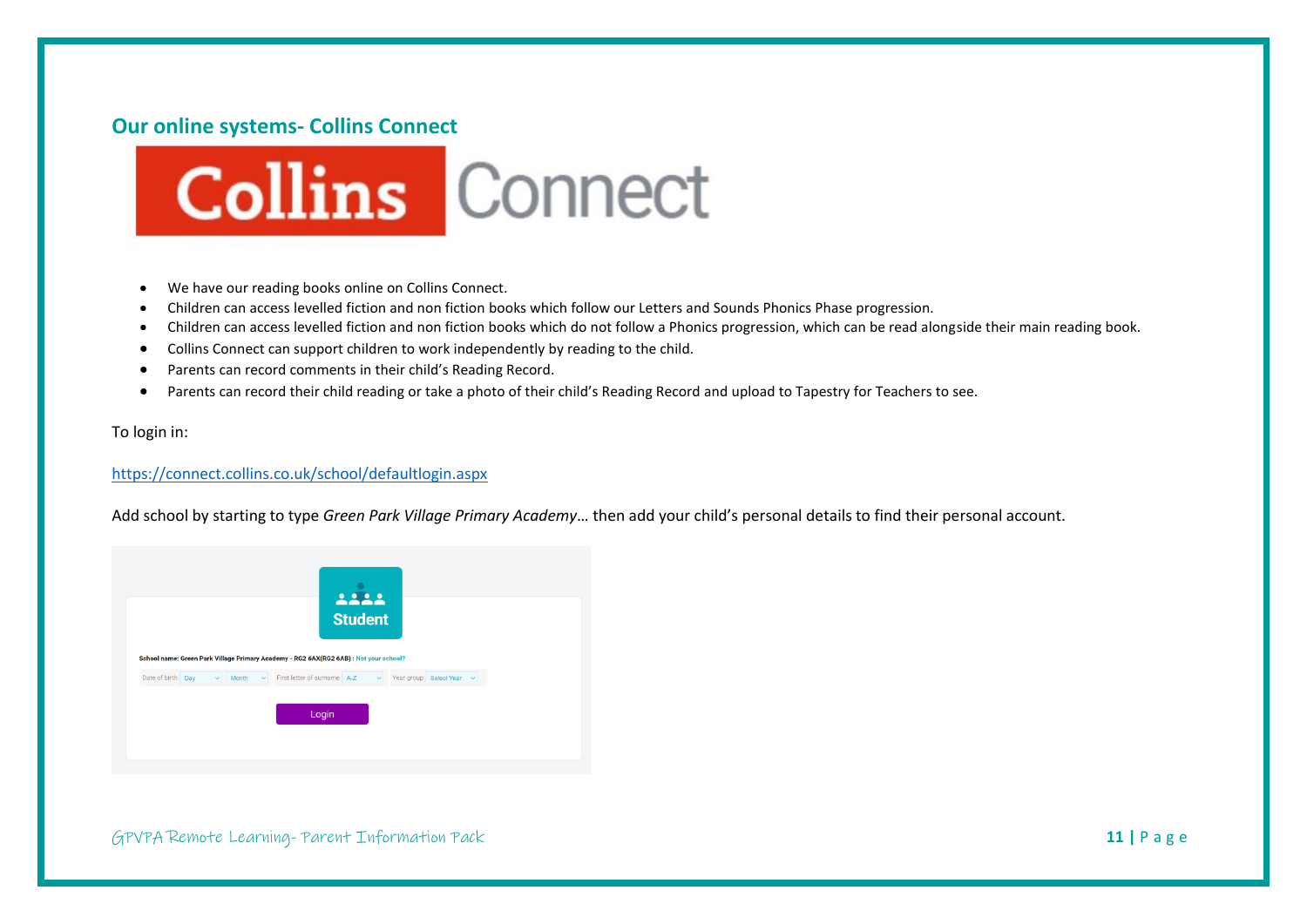## Our online systems- Collins Connect

- We have our reading books online on Collins Connect.
- Children can access levelled fiction and non fiction books which follow our Letters and Sounds Phonics Phase progression.
- Children can access levelled fiction and non fiction books which do not follow a Phonics progression, which can be read alongside their main reading book.
- Collins Connect can support children to work independently by reading to the child.
- Parents can record comments in their child's Reading Record.
- Parents can record their child reading or take a photo of their child's Reading Record and upload to Tapestry for Teachers to see.

To login in:

https://connect.collins.co.uk/school/defaultlogin.aspx

Add school by starting to type *Green Park Village Primary Academy*… then add your child's personal details to find their personal account.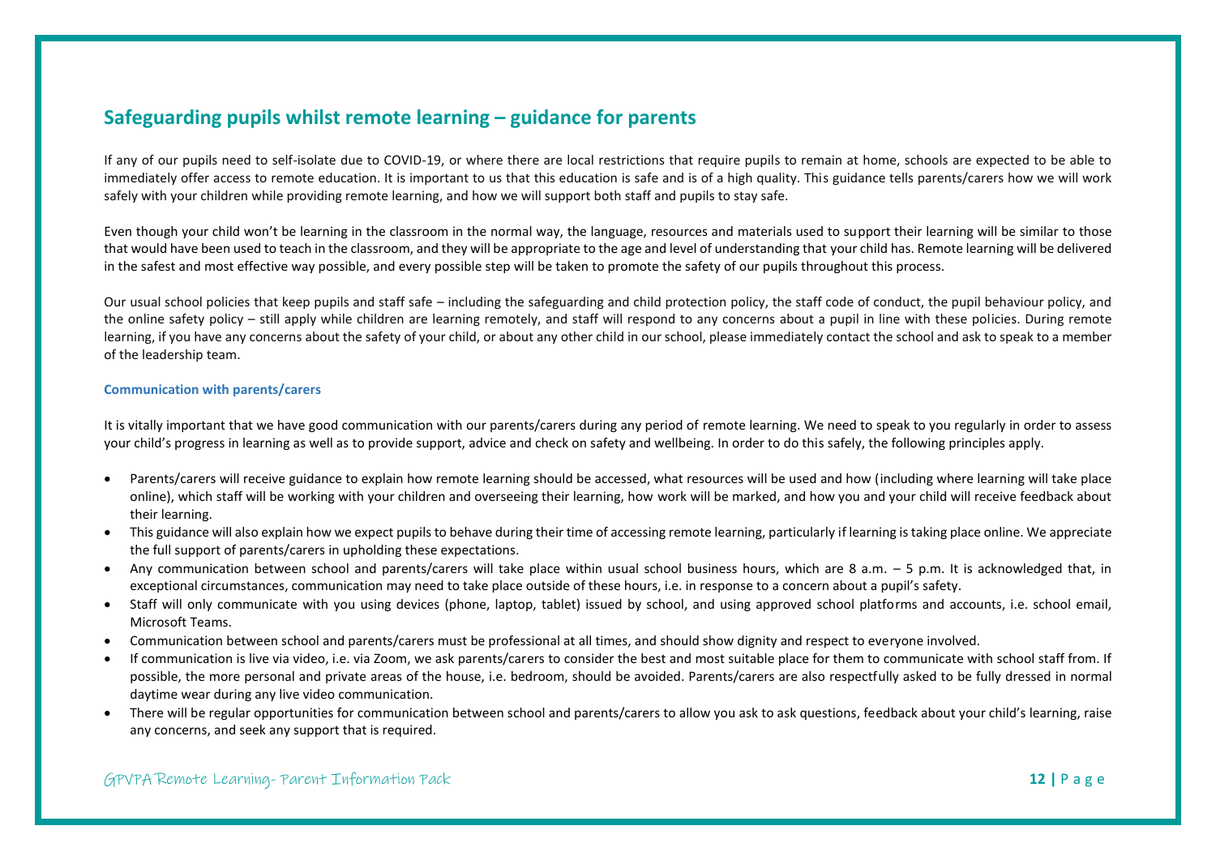## Safeguarding pupils whilst remote learning – guidance for parents

If any of our pupils need to self-isolate due to COVID-19, or where there are local restrictions that require pupils to remain at home, schools are expected to be able to immediately offer access to remote education. It is important to us that this education is safe and is of a high quality. This guidance tells parents/carers how we will work safely with your children while providing remote learning, and how we will support both staff and pupils to stay safe.

Even though your child won't be learning in the classroom in the normal way, the language, resources and materials used to support their learning will be similar to those that would have been used to teach in the classroom, and they will be appropriate to the age and level of understanding that your child has. Remote learning will be delivered in the safest and most effective way possible, and every possible step will be taken to promote the safety of our pupils throughout this process.

Our usual school policies that keep pupils and staff safe – including the safeguarding and child protection policy, the staff code of conduct, the pupil behaviour policy, and the online safety policy – still apply while children are learning remotely, and staff will respond to any concerns about a pupil in line with these policies. During remote learning, if you have any concerns about the safety of your child, or about any other child in our school, please immediately contact the school and ask to speak to a member of the leadership team.

#### Communication with parents/carers

It is vitally important that we have good communication with our parents/carers during any period of remote learning. We need to speak to you regularly in order to assess your child's progress in learning as well as to provide support, advice and check on safety and wellbeing. In order to do this safely, the following principles apply.

- Parents/carers will receive guidance to explain how remote learning should be accessed, what resources will be used and how (including where learning will take place online), which staff will be working with your children and overseeing their learning, how work will be marked, and how you and your child will receive feedback about their learning.
- This guidance will also explain how we expect pupils to behave during their time of accessing remote learning, particularly if learning is taking place online. We appreciate the full support of parents/carers in upholding these expectations.
- Any communication between school and parents/carers will take place within usual school business hours, which are 8 a.m. – 5 p.m. It is acknowledged that, in exceptional circumstances, communication may need to take place outside of these hours, i.e. in response to a concern about a pupil's safety.
- Staff will only communicate with you using devices (phone, laptop, tablet) issued by school, and using approved school platforms and accounts, i.e. school email, Microsoft Teams.
- Communication between school and parents/carers must be professional at all times, and should show dignity and respect to everyone involved.
- If communication is live via video, i.e. via Zoom, we ask parents/carers to consider the best and most suitable place for them to communicate with school staff from. If possible, the more personal and private areas of the house, i.e. bedroom, should be avoided. Parents/carers are also respectfully asked to be fully dressed in normal daytime wear during any live video communication.
- There will be regular opportunities for communication between school and parents/carers to allow you ask to ask questions, feedback about your child's learning, raise any concerns, and seek any support that is required.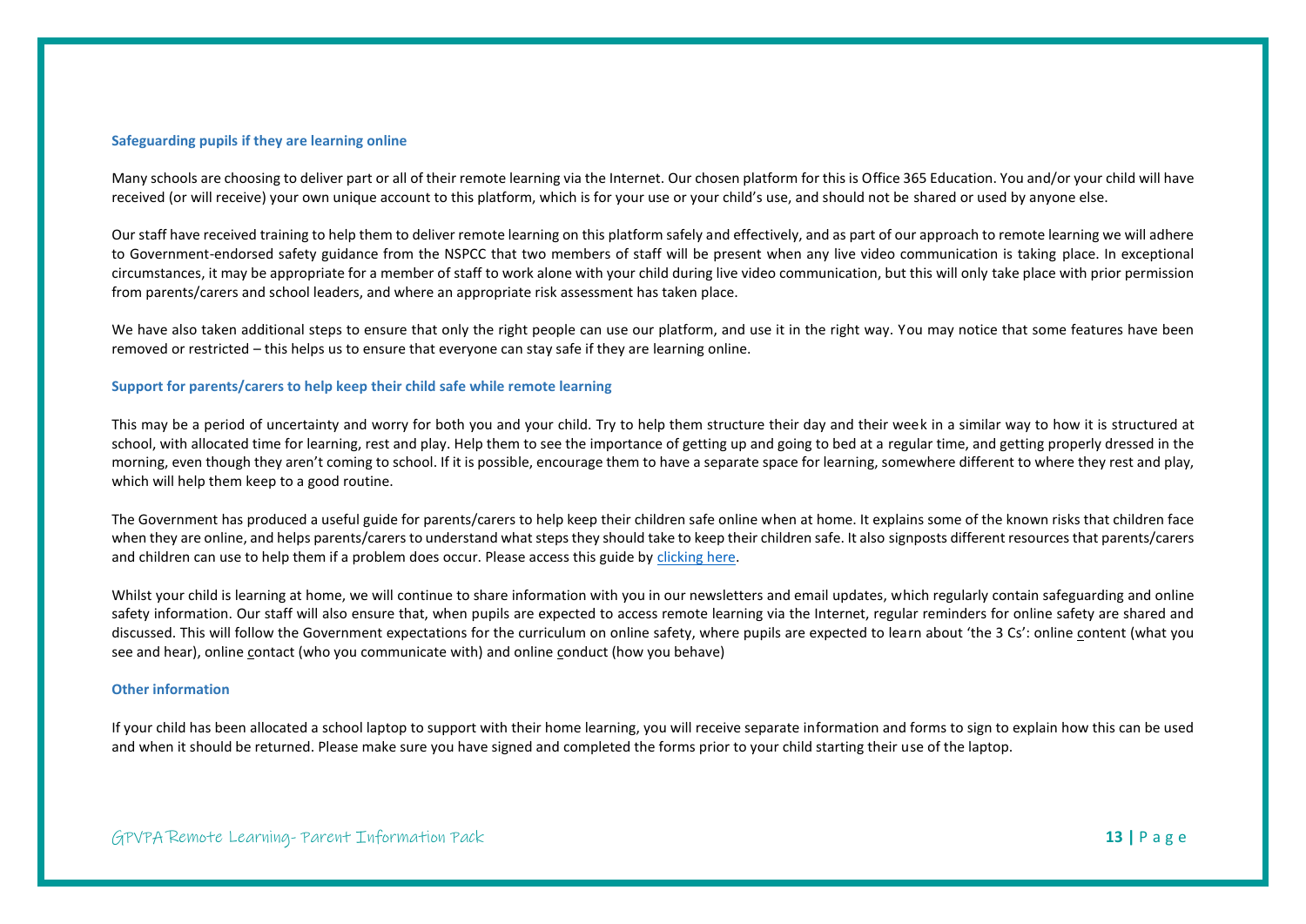### Safeguarding pupils if they are learning online

Many schools are choosing to deliver part or all of their remote learning via the Internet. Our chosen platform for this is Office 365 Education. You and/or your child will have received (or will receive) your own unique account to this platform, which is for your use or your child's use, and should not be shared or used by anyone else.

Our staff have received training to help them to deliver remote learning on this platform safely and effectively, and as part of our approach to remote learning we will adhere to Government-endorsed safety guidance from the NSPCC that two members of staff will be present when any live video communication is taking place. In exceptional circumstances, it may be appropriate for a member of staff to work alone with your child during live video communication, but this will only take place with prior permission from parents/carers and school leaders, and where an appropriate risk assessment has taken place.

We have also taken additional steps to ensure that only the right people can use our platform, and use it in the right way. You may notice that some features have been removed or restricted – this helps us to ensure that everyone can stay safe if they are learning online.

### Support for parents/carers to help keep their child safe while remote learning

This may be a period of uncertainty and worry for both you and your child. Try to help them structure their day and their week in a similar way to how it is structured at school, with allocated time for learning, rest and play. Help them to see the importance of getting up and going to bed at a regular time, and getting properly dressed in the morning, even though they aren't coming to school. If it is possible, encourage them to have a separate space for learning, somewhere different to where they rest and play, which will help them keep to a good routine.

The Government has produced a useful guide for parents/carers to help keep their children safe online when at home. It explains some of the known risks that children face when they are online, and helps parents/carers to understand what steps they should take to keep their children safe. It also signposts different resources that parents/carers and children can use to help them if a problem does occur. Please access this guide by clicking here.

Whilst your child is learning at home, we will continue to share information with you in our newsletters and email updates, which regularly contain safeguarding and online safety information. Our staff will also ensure that, when pupils are expected to access remote learning via the Internet, regular reminders for online safety are shared and discussed. This will follow the Government expectations for the curriculum on online safety, where pupils are expected to learn about 'the 3 Cs': online content (what you see and hear), online contact (who you communicate with) and online conduct (how you behave)

### Other information

If your child has been allocated a school laptop to support with their home learning, you will receive separate information and forms to sign to explain how this can be used and when it should be returned. Please make sure you have signed and completed the forms prior to your child starting their use of the laptop.